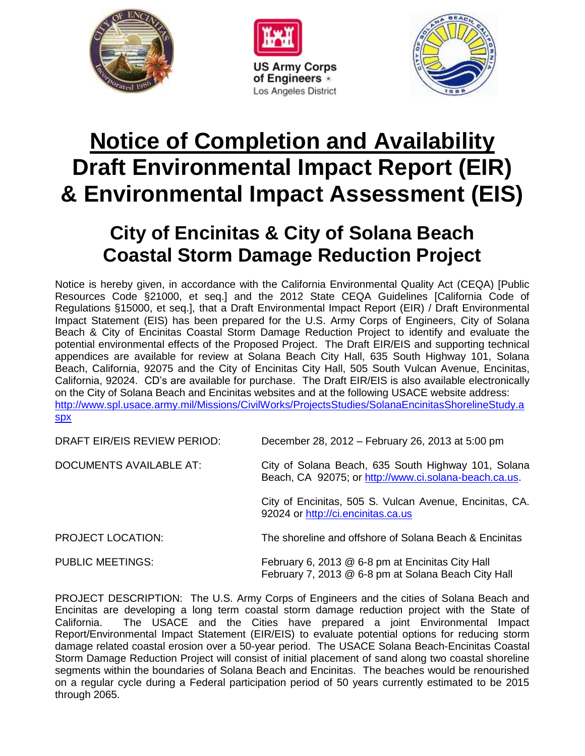# Notice of Completion and Availability

# Draft Environmental Impact Report (EIR) & Environmental Impact Assessment (EIS)

## City of Encinitas & City of Solana Beach Coastal Storm Damage Reduction Project

Notice is hereby given, in accordance with the California Environmental Quality Act (CEQA) [Public Resources Code §21000, et seq.] and the 2012 State CEQA Guidelines [California Code of Regulations §15000, et seq.], that a Draft Environmental Impact Report (EIR) / Draft Environmental Impact Statement (EIS) has been prepared for the U.S. Army Corps of Engineers, City of Solana Beach & City of Encinitas Coastal Storm Damage Reduction Project to identify and evaluate the potential environmental effects of the Proposed Project. The Draft EIR/EIS and supporting technical appendices are available for review at Solana Beach City Hall, 635 South Highway 101, Solana Beach, California, 92075 and the City of Encinitas City Hall, 505 South Vulcan Avenue, Encinitas, California, 92024. CD's are available for purchase. The Draft EIR/EIS is also available electronically on the City of Solana Beach and Encinitas websites and at the following USACE website address: http://www.spl.usace.army.mil/Missions/CivilWorks/ProjectsStudies/SolanaEncinitasShorelineStudy.aspx

| | |
|---|---|
| DRAFT EIR/EIS REVIEW PERIOD: | December 28, 2012 – February 26, 2013 at 5:00 pm |
| DOCUMENTS AVAILABLE AT: | City of Solana Beach, 635 South Highway 101, Solana Beach, CA 92075; or http://www.ci.solana-beach.ca.us. |
| | City of Encinitas, 505 S. Vulcan Avenue, Encinitas, CA. 92024 or http://ci.encinitas.ca.us |
| PROJECT LOCATION: | The shoreline and offshore of Solana Beach & Encinitas |
| PUBLIC MEETINGS: | February 6, 2013 @ 6-8 pm at Encinitas City Hall<br>February 7, 2013 @ 6-8 pm at Solana Beach City Hall |

PROJECT DESCRIPTION: The U.S. Army Corps of Engineers and the cities of Solana Beach and Encinitas are developing a long term coastal storm damage reduction project with the State of California. The USACE and the Cities have prepared a joint Environmental Impact Report/Environmental Impact Statement (EIR/EIS) to evaluate potential options for reducing storm damage related coastal erosion over a 50-year period. The USACE Solana Beach-Encinitas Coastal Storm Damage Reduction Project will consist of initial placement of sand along two coastal shoreline segments within the boundaries of Solana Beach and Encinitas. The beaches would be renourished on a regular cycle during a Federal participation period of 50 years currently estimated to be 2015 through 2065.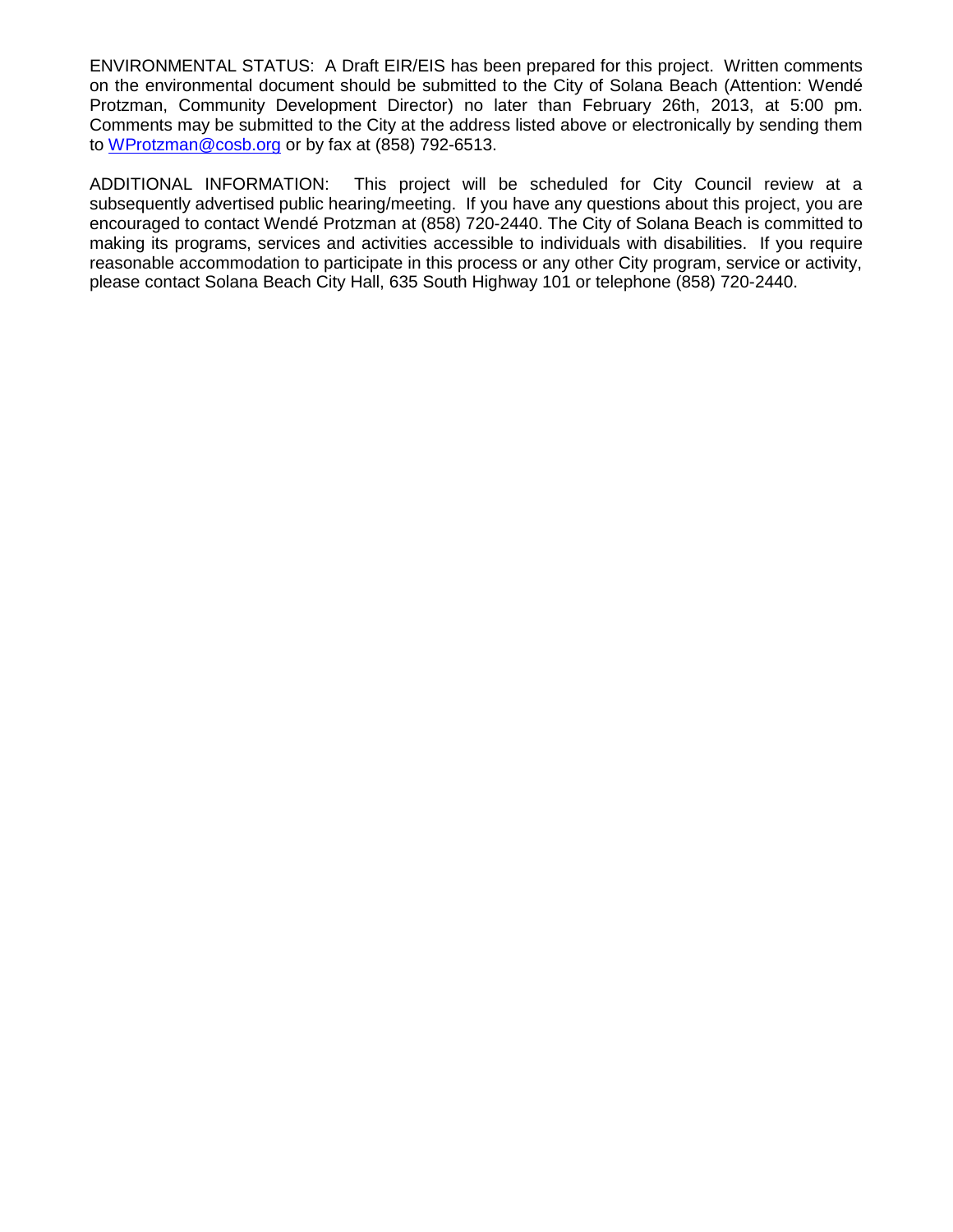ENVIRONMENTAL STATUS: A Draft EIR/EIS has been prepared for this project. Written comments on the environmental document should be submitted to the City of Solana Beach (Attention: Wendé Protzman, Community Development Director) no later than February 26th, 2013, at 5:00 pm. Comments may be submitted to the City at the address listed above or electronically by sending them to WProtzman@cosb.org or by fax at (858) 792-6513.

ADDITIONAL INFORMATION: This project will be scheduled for City Council review at a subsequently advertised public hearing/meeting. If you have any questions about this project, you are encouraged to contact Wendé Protzman at (858) 720-2440. The City of Solana Beach is committed to making its programs, services and activities accessible to individuals with disabilities. If you require reasonable accommodation to participate in this process or any other City program, service or activity, please contact Solana Beach City Hall, 635 South Highway 101 or telephone (858) 720-2440.